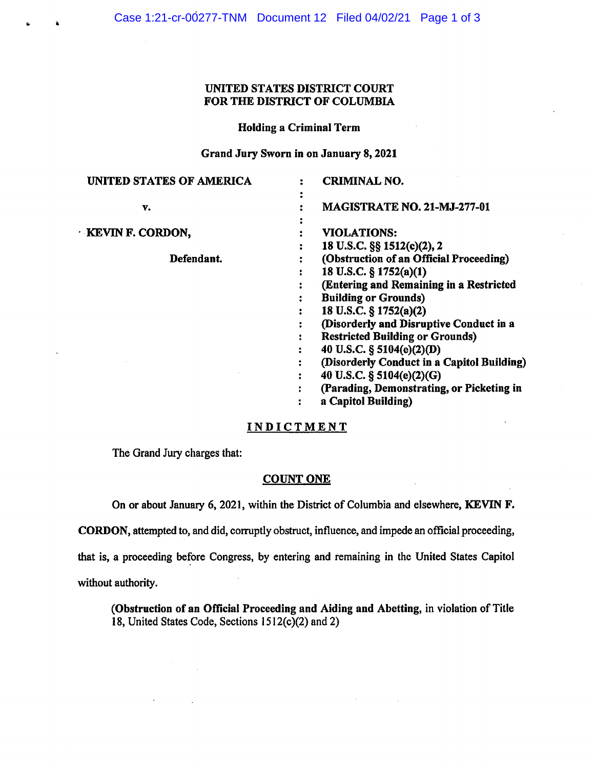**UNITED STATES DISTRICT COURT**
**FOR THE DISTRICT OF COLUMBIA**

**Holding a Criminal Term**

**Grand Jury Sworn in on January 8, 2021**

| | | |
|---|---|---|
| **UNITED STATES OF AMERICA** | : | **CRIMINAL NO.** |
| | : | |
| **v.** | : | **MAGISTRATE NO. 21-MJ-277-01** |
| | : | |
| **KEVIN F. CORDON,** | : | **VIOLATIONS:** |
| | : | **18 U.S.C. §§ 1512(c)(2), 2** |
| **Defendant.** | : | **(Obstruction of an Official Proceeding)** |
| | : | **18 U.S.C. § 1752(a)(1)** |
| | : | **(Entering and Remaining in a Restricted** |
| | : | **Building or Grounds)** |
| | : | **18 U.S.C. § 1752(a)(2)** |
| | : | **(Disorderly and Disruptive Conduct in a** |
| | : | **Restricted Building or Grounds)** |
| | : | **40 U.S.C. § 5104(e)(2)(D)** |
| | : | **(Disorderly Conduct in a Capitol Building)** |
| | : | **40 U.S.C. § 5104(e)(2)(G)** |
| | : | **(Parading, Demonstrating, or Picketing in** |
| | : | **a Capitol Building)** |

## INDICTMENT

The Grand Jury charges that:

### COUNT ONE

On or about January 6, 2021, within the District of Columbia and elsewhere, **KEVIN F. CORDON**, attempted to, and did, corruptly obstruct, influence, and impede an official proceeding, that is, a proceeding before Congress, by entering and remaining in the United States Capitol without authority.

(**Obstruction of an Official Proceeding and Aiding and Abetting**, in violation of Title 18, United States Code, Sections 1512(c)(2) and 2)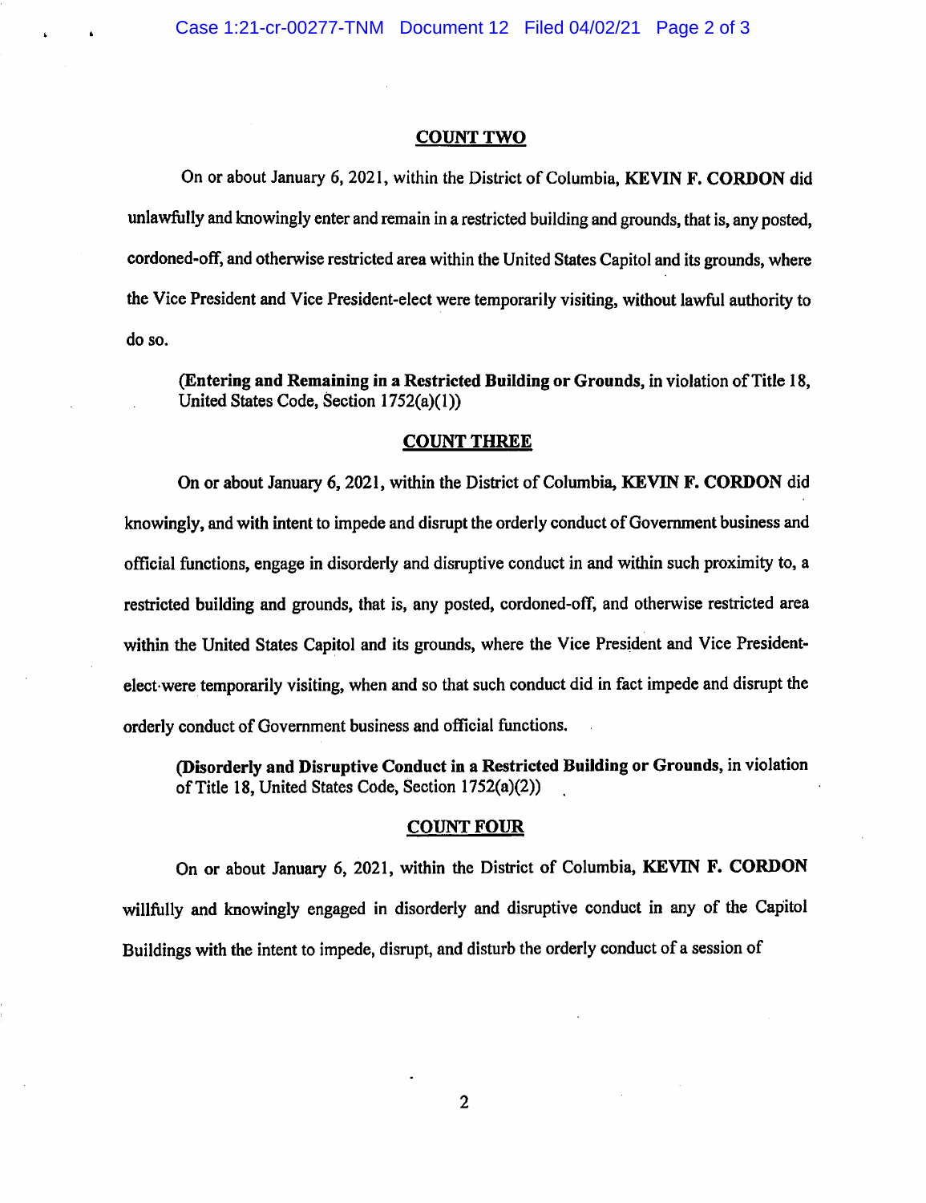## COUNT TWO

On or about January 6, 2021, within the District of Columbia, **KEVIN F. CORDON** did unlawfully and knowingly enter and remain in a restricted building and grounds, that is, any posted, cordoned-off, and otherwise restricted area within the United States Capitol and its grounds, where the Vice President and Vice President-elect were temporarily visiting, without lawful authority to do so.

(**Entering and Remaining in a Restricted Building or Grounds,** in violation of Title 18, United States Code, Section 1752(a)(1))

## COUNT THREE

On or about January 6, 2021, within the District of Columbia, **KEVIN F. CORDON** did knowingly, and with intent to impede and disrupt the orderly conduct of Government business and official functions, engage in disorderly and disruptive conduct in and within such proximity to, a restricted building and grounds, that is, any posted, cordoned-off, and otherwise restricted area within the United States Capitol and its grounds, where the Vice President and Vice President-elect were temporarily visiting, when and so that such conduct did in fact impede and disrupt the orderly conduct of Government business and official functions.

(**Disorderly and Disruptive Conduct in a Restricted Building or Grounds,** in violation of Title 18, United States Code, Section 1752(a)(2))

## COUNT FOUR

On or about January 6, 2021, within the District of Columbia, **KEVIN F. CORDON** willfully and knowingly engaged in disorderly and disruptive conduct in any of the Capitol Buildings with the intent to impede, disrupt, and disturb the orderly conduct of a session of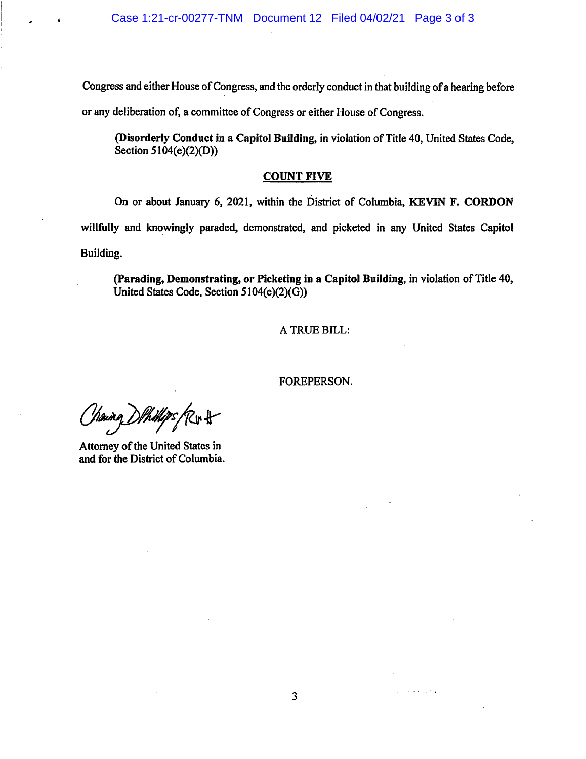Congress and either House of Congress, and the orderly conduct in that building of a hearing before or any deliberation of, a committee of Congress or either House of Congress.

**(Disorderly Conduct in a Capitol Building,** in violation of Title 40, United States Code, Section 5104(e)(2)(D))

## COUNT FIVE

On or about January 6, 2021, within the District of Columbia, **KEVIN F. CORDON** willfully and knowingly paraded, demonstrated, and picketed in any United States Capitol Building.

**(Parading, Demonstrating, or Picketing in a Capitol Building,** in violation of Title 40, United States Code, Section 5104(e)(2)(G))

A TRUE BILL:

FOREPERSON.

Channing D Phillips / RJH

Attorney of the United States in and for the District of Columbia.